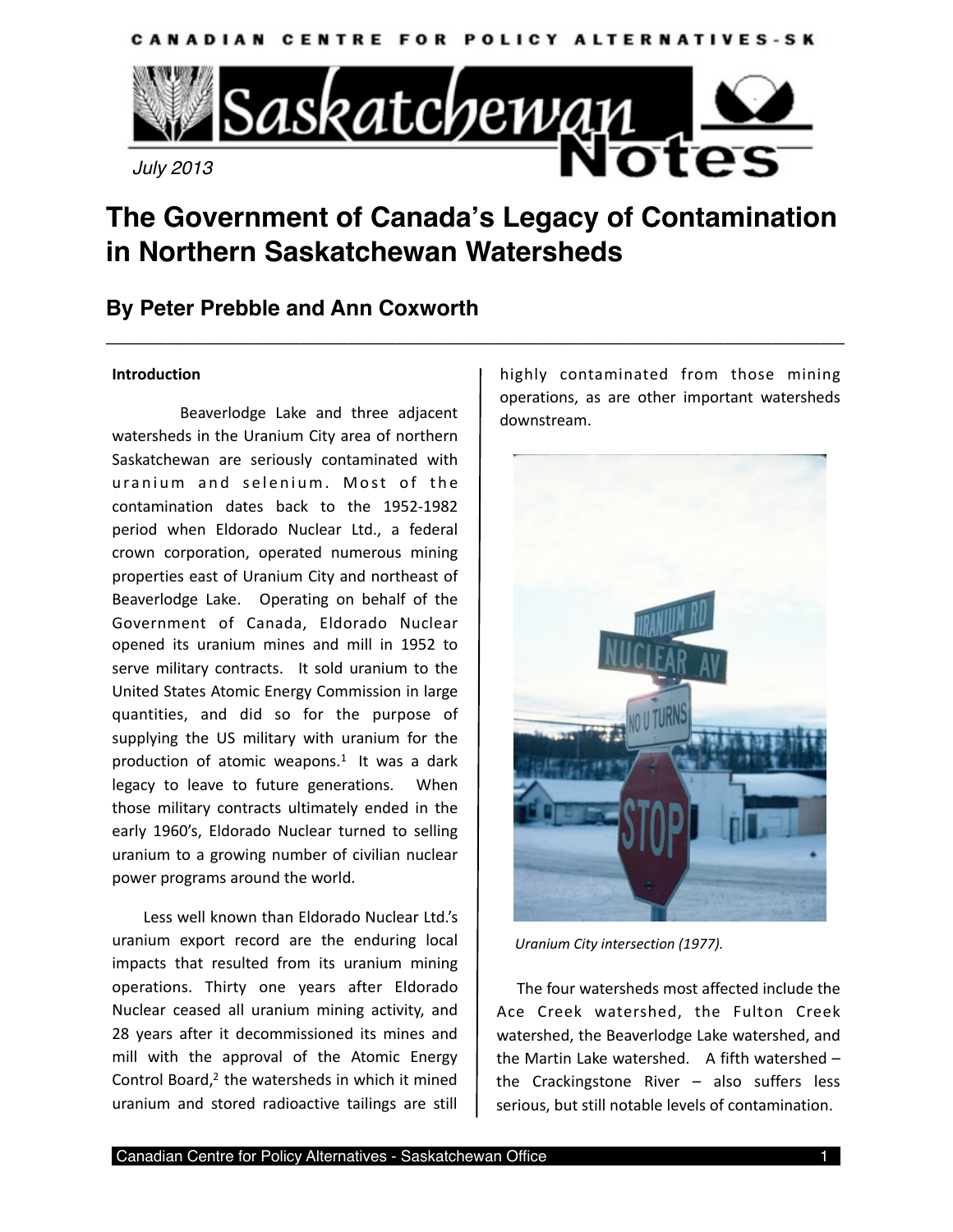CANADIAN CENTRE FOR POLICY ALTERNATIVES-SK

Saskatchewan Notes

July 2013

# The Government of Canada's Legacy of Contamination in Northern Saskatchewan Watersheds

## By Peter Prebble and Ann Coxworth

**Introduction**

Beaverlodge Lake and three adjacent watersheds in the Uranium City area of northern Saskatchewan are seriously contaminated with uranium and selenium. Most of the contamination dates back to the 1952-1982 period when Eldorado Nuclear Ltd., a federal crown corporation, operated numerous mining properties east of Uranium City and northeast of Beaverlodge Lake. Operating on behalf of the Government of Canada, Eldorado Nuclear opened its uranium mines and mill in 1952 to serve military contracts. It sold uranium to the United States Atomic Energy Commission in large quantities, and did so for the purpose of supplying the US military with uranium for the production of atomic weapons.[1] It was a dark legacy to leave to future generations. When those military contracts ultimately ended in the early 1960's, Eldorado Nuclear turned to selling uranium to a growing number of civilian nuclear power programs around the world.

Less well known than Eldorado Nuclear Ltd.'s uranium export record are the enduring local impacts that resulted from its uranium mining operations. Thirty one years after Eldorado Nuclear ceased all uranium mining activity, and 28 years after it decommissioned its mines and mill with the approval of the Atomic Energy Control Board,[2] the watersheds in which it mined uranium and stored radioactive tailings are still highly contaminated from those mining operations, as are other important watersheds downstream.

*Uranium City intersection (1977).*

The four watersheds most affected include the Ace Creek watershed, the Fulton Creek watershed, the Beaverlodge Lake watershed, and the Martin Lake watershed. A fifth watershed – the Crackingstone River – also suffers less serious, but still notable levels of contamination.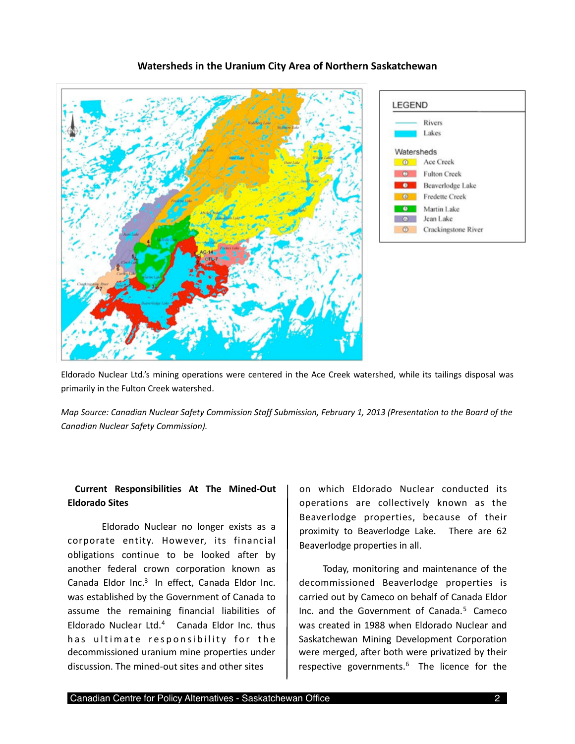**Watersheds in the Uranium City Area of Northern Saskatchewan**

| LEGEND | |
|---|---|
| Rivers | |
| Lakes | |
| **Watersheds** | |
| ① | Ace Creek |
| ② | Fulton Creek |
| ③ | Beaverlodge Lake |
| ④ | Fredette Creek |
| ⑤ | Martin Lake |
| ⑥ | Jean Lake |
| ⑦ | Crackingstone River |

Eldorado Nuclear Ltd.'s mining operations were centered in the Ace Creek watershed, while its tailings disposal was primarily in the Fulton Creek watershed.

*Map Source: Canadian Nuclear Safety Commission Staff Submission, February 1, 2013 (Presentation to the Board of the Canadian Nuclear Safety Commission).*

## Current Responsibilities At The Mined-Out Eldorado Sites

Eldorado Nuclear no longer exists as a corporate entity. However, its financial obligations continue to be looked after by another federal crown corporation known as Canada Eldor Inc.[3] In effect, Canada Eldor Inc. was established by the Government of Canada to assume the remaining financial liabilities of Eldorado Nuclear Ltd.[4] Canada Eldor Inc. thus has ultimate responsibility for the decommissioned uranium mine properties under discussion. The mined-out sites and other sites on which Eldorado Nuclear conducted its operations are collectively known as the Beaverlodge properties, because of their proximity to Beaverlodge Lake. There are 62 Beaverlodge properties in all.

Today, monitoring and maintenance of the decommissioned Beaverlodge properties is carried out by Cameco on behalf of Canada Eldor Inc. and the Government of Canada.[5] Cameco was created in 1988 when Eldorado Nuclear and Saskatchewan Mining Development Corporation were merged, after both were privatized by their respective governments.[6] The licence for the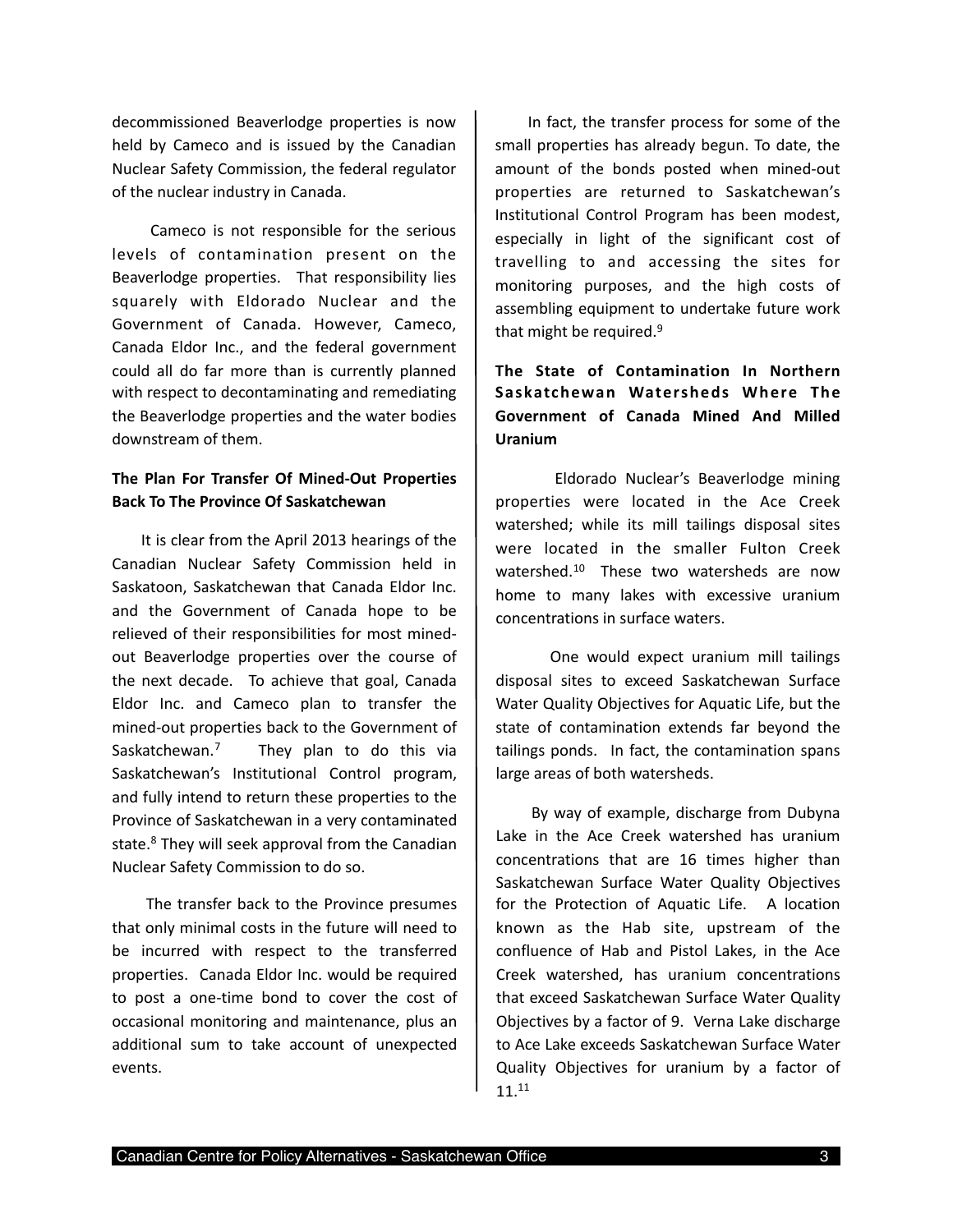decommissioned Beaverlodge properties is now held by Cameco and is issued by the Canadian Nuclear Safety Commission, the federal regulator of the nuclear industry in Canada.

Cameco is not responsible for the serious levels of contamination present on the Beaverlodge properties. That responsibility lies squarely with Eldorado Nuclear and the Government of Canada. However, Cameco, Canada Eldor Inc., and the federal government could all do far more than is currently planned with respect to decontaminating and remediating the Beaverlodge properties and the water bodies downstream of them.

**The Plan For Transfer Of Mined-Out Properties Back To The Province Of Saskatchewan**

It is clear from the April 2013 hearings of the Canadian Nuclear Safety Commission held in Saskatoon, Saskatchewan that Canada Eldor Inc. and the Government of Canada hope to be relieved of their responsibilities for most mined-out Beaverlodge properties over the course of the next decade. To achieve that goal, Canada Eldor Inc. and Cameco plan to transfer the mined-out properties back to the Government of Saskatchewan.[7] They plan to do this via Saskatchewan's Institutional Control program, and fully intend to return these properties to the Province of Saskatchewan in a very contaminated state.[8] They will seek approval from the Canadian Nuclear Safety Commission to do so.

The transfer back to the Province presumes that only minimal costs in the future will need to be incurred with respect to the transferred properties. Canada Eldor Inc. would be required to post a one-time bond to cover the cost of occasional monitoring and maintenance, plus an additional sum to take account of unexpected events.

In fact, the transfer process for some of the small properties has already begun. To date, the amount of the bonds posted when mined-out properties are returned to Saskatchewan's Institutional Control Program has been modest, especially in light of the significant cost of travelling to and accessing the sites for monitoring purposes, and the high costs of assembling equipment to undertake future work that might be required.[9]

**The State of Contamination In Northern Saskatchewan Watersheds Where The Government of Canada Mined And Milled Uranium**

Eldorado Nuclear's Beaverlodge mining properties were located in the Ace Creek watershed; while its mill tailings disposal sites were located in the smaller Fulton Creek watershed.[10] These two watersheds are now home to many lakes with excessive uranium concentrations in surface waters.

One would expect uranium mill tailings disposal sites to exceed Saskatchewan Surface Water Quality Objectives for Aquatic Life, but the state of contamination extends far beyond the tailings ponds. In fact, the contamination spans large areas of both watersheds.

By way of example, discharge from Dubyna Lake in the Ace Creek watershed has uranium concentrations that are 16 times higher than Saskatchewan Surface Water Quality Objectives for the Protection of Aquatic Life. A location known as the Hab site, upstream of the confluence of Hab and Pistol Lakes, in the Ace Creek watershed, has uranium concentrations that exceed Saskatchewan Surface Water Quality Objectives by a factor of 9. Verna Lake discharge to Ace Lake exceeds Saskatchewan Surface Water Quality Objectives for uranium by a factor of 11.[11]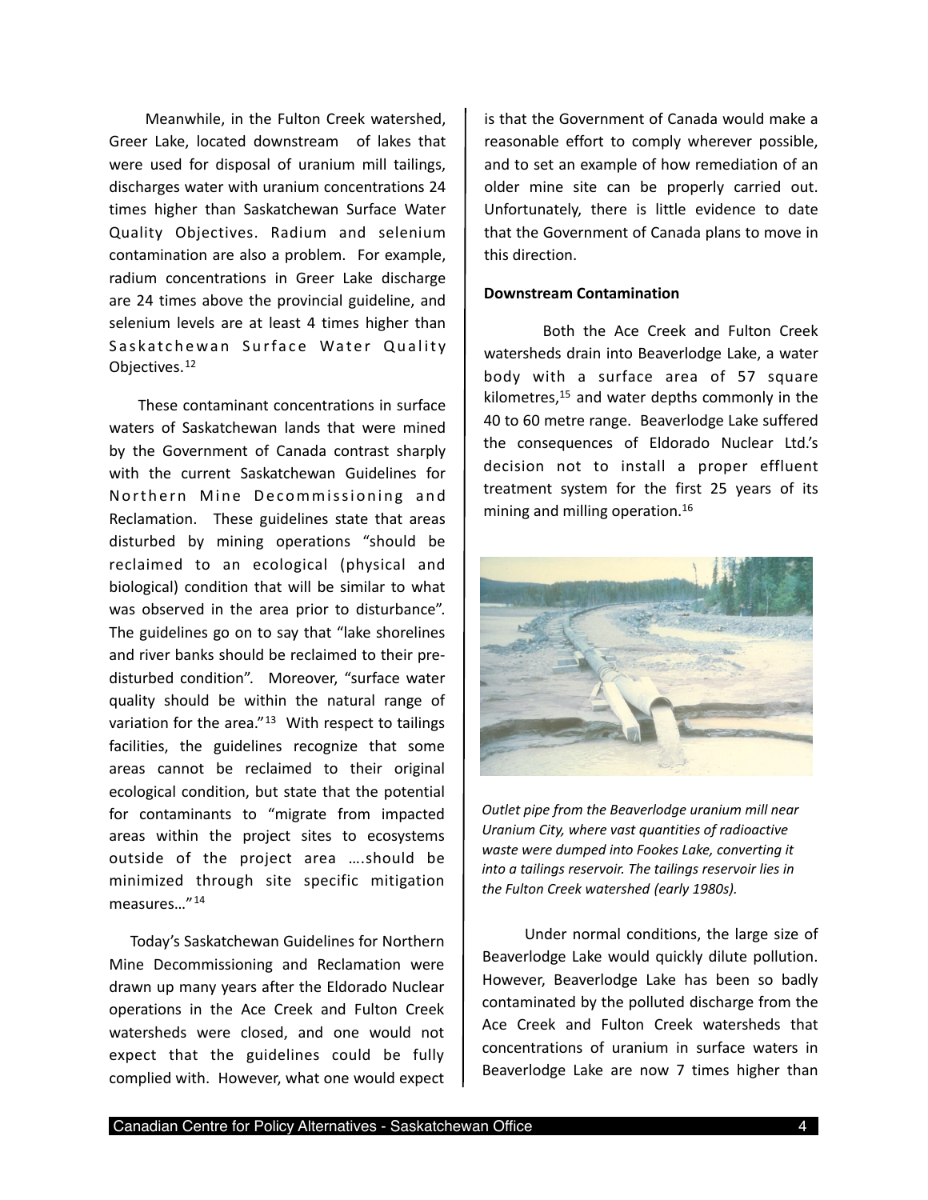Meanwhile, in the Fulton Creek watershed, Greer Lake, located downstream of lakes that were used for disposal of uranium mill tailings, discharges water with uranium concentrations 24 times higher than Saskatchewan Surface Water Quality Objectives. Radium and selenium contamination are also a problem. For example, radium concentrations in Greer Lake discharge are 24 times above the provincial guideline, and selenium levels are at least 4 times higher than Saskatchewan Surface Water Quality Objectives.[12]

These contaminant concentrations in surface waters of Saskatchewan lands that were mined by the Government of Canada contrast sharply with the current Saskatchewan Guidelines for Northern Mine Decommissioning and Reclamation. These guidelines state that areas disturbed by mining operations "should be reclaimed to an ecological (physical and biological) condition that will be similar to what was observed in the area prior to disturbance". The guidelines go on to say that "lake shorelines and river banks should be reclaimed to their pre-disturbed condition". Moreover, "surface water quality should be within the natural range of variation for the area."[13] With respect to tailings facilities, the guidelines recognize that some areas cannot be reclaimed to their original ecological condition, but state that the potential for contaminants to "migrate from impacted areas within the project sites to ecosystems outside of the project area ….should be minimized through site specific mitigation measures…"[14]

Today's Saskatchewan Guidelines for Northern Mine Decommissioning and Reclamation were drawn up many years after the Eldorado Nuclear operations in the Ace Creek and Fulton Creek watersheds were closed, and one would not expect that the guidelines could be fully complied with. However, what one would expect is that the Government of Canada would make a reasonable effort to comply wherever possible, and to set an example of how remediation of an older mine site can be properly carried out. Unfortunately, there is little evidence to date that the Government of Canada plans to move in this direction.

**Downstream Contamination**

Both the Ace Creek and Fulton Creek watersheds drain into Beaverlodge Lake, a water body with a surface area of 57 square kilometres,[15] and water depths commonly in the 40 to 60 metre range. Beaverlodge Lake suffered the consequences of Eldorado Nuclear Ltd.'s decision not to install a proper effluent treatment system for the first 25 years of its mining and milling operation.[16]

*Outlet pipe from the Beaverlodge uranium mill near Uranium City, where vast quantities of radioactive waste were dumped into Fookes Lake, converting it into a tailings reservoir. The tailings reservoir lies in the Fulton Creek watershed (early 1980s).*

Under normal conditions, the large size of Beaverlodge Lake would quickly dilute pollution. However, Beaverlodge Lake has been so badly contaminated by the polluted discharge from the Ace Creek and Fulton Creek watersheds that concentrations of uranium in surface waters in Beaverlodge Lake are now 7 times higher than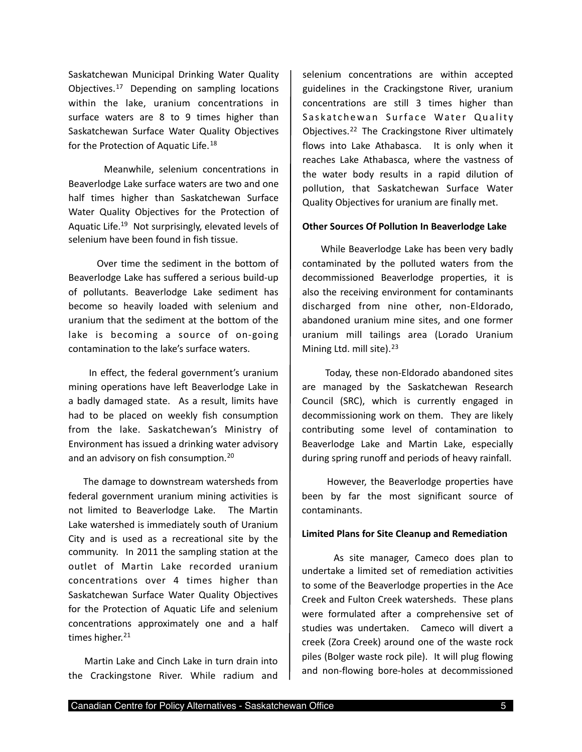Saskatchewan Municipal Drinking Water Quality Objectives.[17] Depending on sampling locations within the lake, uranium concentrations in surface waters are 8 to 9 times higher than Saskatchewan Surface Water Quality Objectives for the Protection of Aquatic Life.[18]

Meanwhile, selenium concentrations in Beaverlodge Lake surface waters are two and one half times higher than Saskatchewan Surface Water Quality Objectives for the Protection of Aquatic Life.[19] Not surprisingly, elevated levels of selenium have been found in fish tissue.

Over time the sediment in the bottom of Beaverlodge Lake has suffered a serious build-up of pollutants. Beaverlodge Lake sediment has become so heavily loaded with selenium and uranium that the sediment at the bottom of the lake is becoming a source of on-going contamination to the lake's surface waters.

In effect, the federal government's uranium mining operations have left Beaverlodge Lake in a badly damaged state. As a result, limits have had to be placed on weekly fish consumption from the lake. Saskatchewan's Ministry of Environment has issued a drinking water advisory and an advisory on fish consumption.[20]

The damage to downstream watersheds from federal government uranium mining activities is not limited to Beaverlodge Lake. The Martin Lake watershed is immediately south of Uranium City and is used as a recreational site by the community. In 2011 the sampling station at the outlet of Martin Lake recorded uranium concentrations over 4 times higher than Saskatchewan Surface Water Quality Objectives for the Protection of Aquatic Life and selenium concentrations approximately one and a half times higher.[21]

Martin Lake and Cinch Lake in turn drain into the Crackingstone River. While radium and selenium concentrations are within accepted guidelines in the Crackingstone River, uranium concentrations are still 3 times higher than Saskatchewan Surface Water Quality Objectives.[22] The Crackingstone River ultimately flows into Lake Athabasca. It is only when it reaches Lake Athabasca, where the vastness of the water body results in a rapid dilution of pollution, that Saskatchewan Surface Water Quality Objectives for uranium are finally met.

**Other Sources Of Pollution In Beaverlodge Lake**

While Beaverlodge Lake has been very badly contaminated by the polluted waters from the decommissioned Beaverlodge properties, it is also the receiving environment for contaminants discharged from nine other, non-Eldorado, abandoned uranium mine sites, and one former uranium mill tailings area (Lorado Uranium Mining Ltd. mill site).[23]

Today, these non-Eldorado abandoned sites are managed by the Saskatchewan Research Council (SRC), which is currently engaged in decommissioning work on them. They are likely contributing some level of contamination to Beaverlodge Lake and Martin Lake, especially during spring runoff and periods of heavy rainfall.

However, the Beaverlodge properties have been by far the most significant source of contaminants.

**Limited Plans for Site Cleanup and Remediation**

As site manager, Cameco does plan to undertake a limited set of remediation activities to some of the Beaverlodge properties in the Ace Creek and Fulton Creek watersheds. These plans were formulated after a comprehensive set of studies was undertaken. Cameco will divert a creek (Zora Creek) around one of the waste rock piles (Bolger waste rock pile). It will plug flowing and non-flowing bore-holes at decommissioned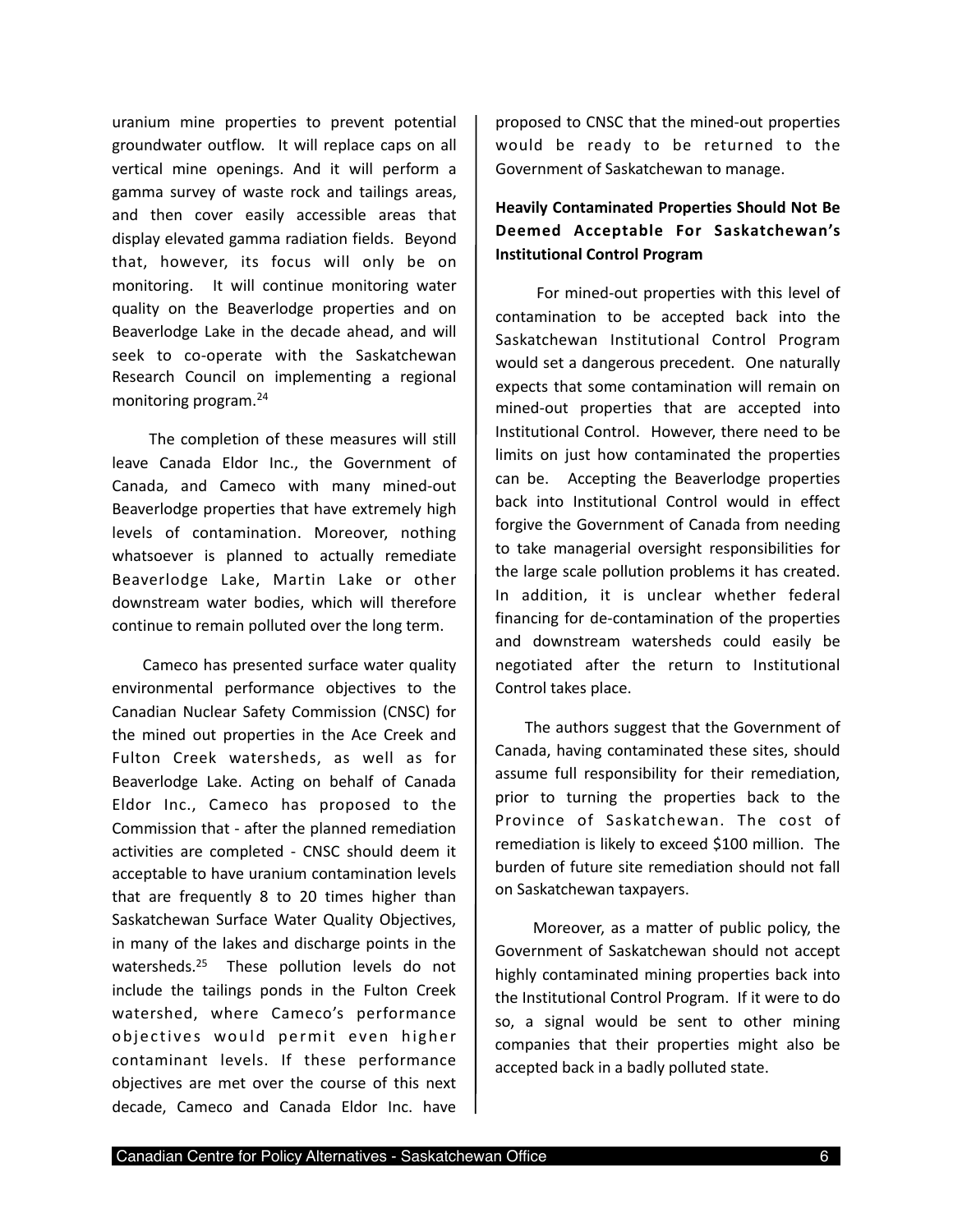uranium mine properties to prevent potential groundwater outflow. It will replace caps on all vertical mine openings. And it will perform a gamma survey of waste rock and tailings areas, and then cover easily accessible areas that display elevated gamma radiation fields. Beyond that, however, its focus will only be on monitoring. It will continue monitoring water quality on the Beaverlodge properties and on Beaverlodge Lake in the decade ahead, and will seek to co-operate with the Saskatchewan Research Council on implementing a regional monitoring program.[24]

The completion of these measures will still leave Canada Eldor Inc., the Government of Canada, and Cameco with many mined-out Beaverlodge properties that have extremely high levels of contamination. Moreover, nothing whatsoever is planned to actually remediate Beaverlodge Lake, Martin Lake or other downstream water bodies, which will therefore continue to remain polluted over the long term.

Cameco has presented surface water quality environmental performance objectives to the Canadian Nuclear Safety Commission (CNSC) for the mined out properties in the Ace Creek and Fulton Creek watersheds, as well as for Beaverlodge Lake. Acting on behalf of Canada Eldor Inc., Cameco has proposed to the Commission that - after the planned remediation activities are completed - CNSC should deem it acceptable to have uranium contamination levels that are frequently 8 to 20 times higher than Saskatchewan Surface Water Quality Objectives, in many of the lakes and discharge points in the watersheds.[25] These pollution levels do not include the tailings ponds in the Fulton Creek watershed, where Cameco's performance objectives would permit even higher contaminant levels. If these performance objectives are met over the course of this next decade, Cameco and Canada Eldor Inc. have proposed to CNSC that the mined-out properties would be ready to be returned to the Government of Saskatchewan to manage.

### Heavily Contaminated Properties Should Not Be Deemed Acceptable For Saskatchewan's Institutional Control Program

For mined-out properties with this level of contamination to be accepted back into the Saskatchewan Institutional Control Program would set a dangerous precedent. One naturally expects that some contamination will remain on mined-out properties that are accepted into Institutional Control. However, there need to be limits on just how contaminated the properties can be. Accepting the Beaverlodge properties back into Institutional Control would in effect forgive the Government of Canada from needing to take managerial oversight responsibilities for the large scale pollution problems it has created. In addition, it is unclear whether federal financing for de-contamination of the properties and downstream watersheds could easily be negotiated after the return to Institutional Control takes place.

The authors suggest that the Government of Canada, having contaminated these sites, should assume full responsibility for their remediation, prior to turning the properties back to the Province of Saskatchewan. The cost of remediation is likely to exceed $100 million. The burden of future site remediation should not fall on Saskatchewan taxpayers.

Moreover, as a matter of public policy, the Government of Saskatchewan should not accept highly contaminated mining properties back into the Institutional Control Program. If it were to do so, a signal would be sent to other mining companies that their properties might also be accepted back in a badly polluted state.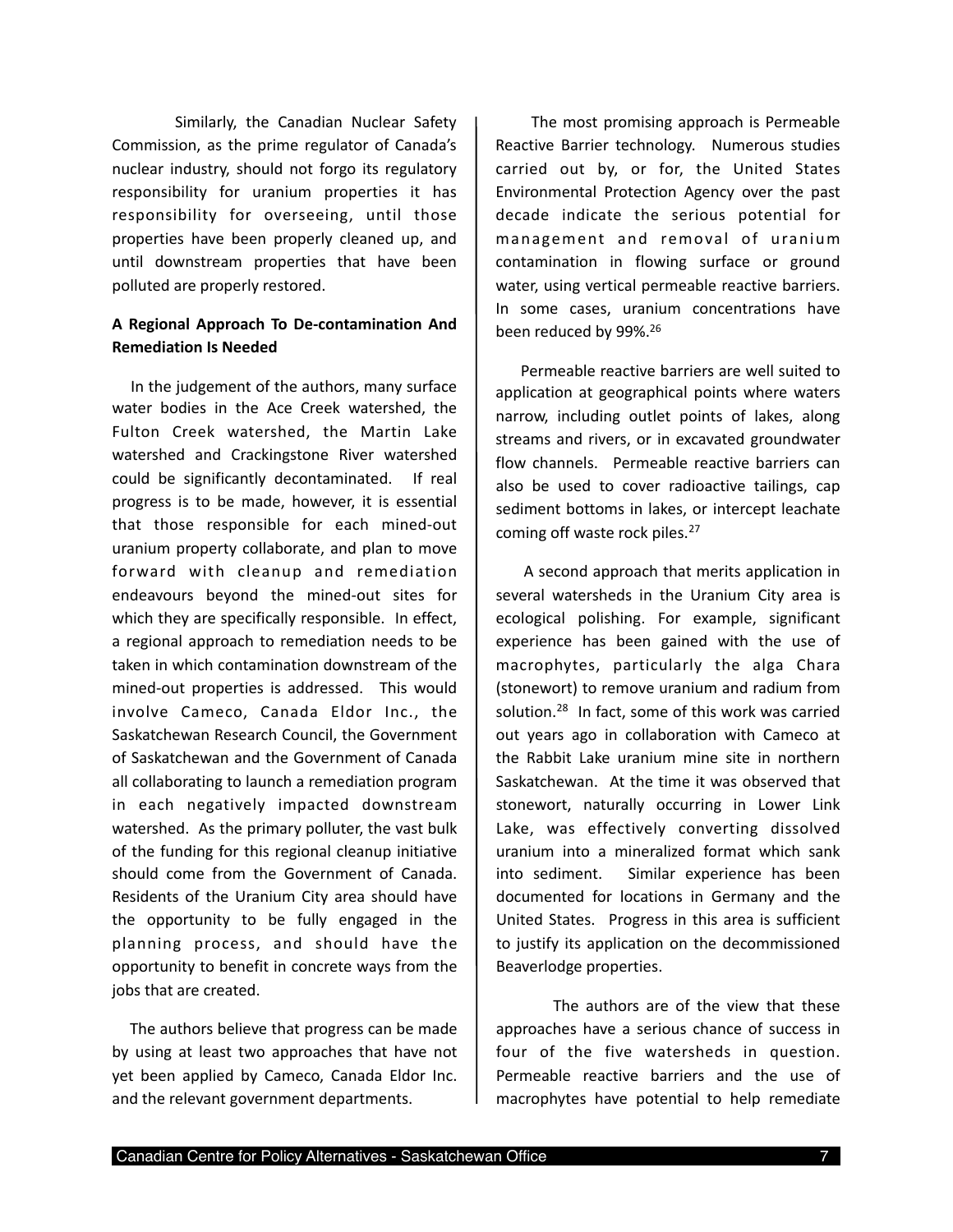Similarly, the Canadian Nuclear Safety Commission, as the prime regulator of Canada's nuclear industry, should not forgo its regulatory responsibility for uranium properties it has responsibility for overseeing, until those properties have been properly cleaned up, and until downstream properties that have been polluted are properly restored.

**A Regional Approach To De-contamination And Remediation Is Needed**

In the judgement of the authors, many surface water bodies in the Ace Creek watershed, the Fulton Creek watershed, the Martin Lake watershed and Crackingstone River watershed could be significantly decontaminated. If real progress is to be made, however, it is essential that those responsible for each mined-out uranium property collaborate, and plan to move forward with cleanup and remediation endeavours beyond the mined-out sites for which they are specifically responsible. In effect, a regional approach to remediation needs to be taken in which contamination downstream of the mined-out properties is addressed. This would involve Cameco, Canada Eldor Inc., the Saskatchewan Research Council, the Government of Saskatchewan and the Government of Canada all collaborating to launch a remediation program in each negatively impacted downstream watershed. As the primary polluter, the vast bulk of the funding for this regional cleanup initiative should come from the Government of Canada. Residents of the Uranium City area should have the opportunity to be fully engaged in the planning process, and should have the opportunity to benefit in concrete ways from the jobs that are created.

The authors believe that progress can be made by using at least two approaches that have not yet been applied by Cameco, Canada Eldor Inc. and the relevant government departments.

The most promising approach is Permeable Reactive Barrier technology. Numerous studies carried out by, or for, the United States Environmental Protection Agency over the past decade indicate the serious potential for management and removal of uranium contamination in flowing surface or ground water, using vertical permeable reactive barriers. In some cases, uranium concentrations have been reduced by 99%.[26]

Permeable reactive barriers are well suited to application at geographical points where waters narrow, including outlet points of lakes, along streams and rivers, or in excavated groundwater flow channels. Permeable reactive barriers can also be used to cover radioactive tailings, cap sediment bottoms in lakes, or intercept leachate coming off waste rock piles.[27]

A second approach that merits application in several watersheds in the Uranium City area is ecological polishing. For example, significant experience has been gained with the use of macrophytes, particularly the alga Chara (stonewort) to remove uranium and radium from solution.[28] In fact, some of this work was carried out years ago in collaboration with Cameco at the Rabbit Lake uranium mine site in northern Saskatchewan. At the time it was observed that stonewort, naturally occurring in Lower Link Lake, was effectively converting dissolved uranium into a mineralized format which sank into sediment. Similar experience has been documented for locations in Germany and the United States. Progress in this area is sufficient to justify its application on the decommissioned Beaverlodge properties.

The authors are of the view that these approaches have a serious chance of success in four of the five watersheds in question. Permeable reactive barriers and the use of macrophytes have potential to help remediate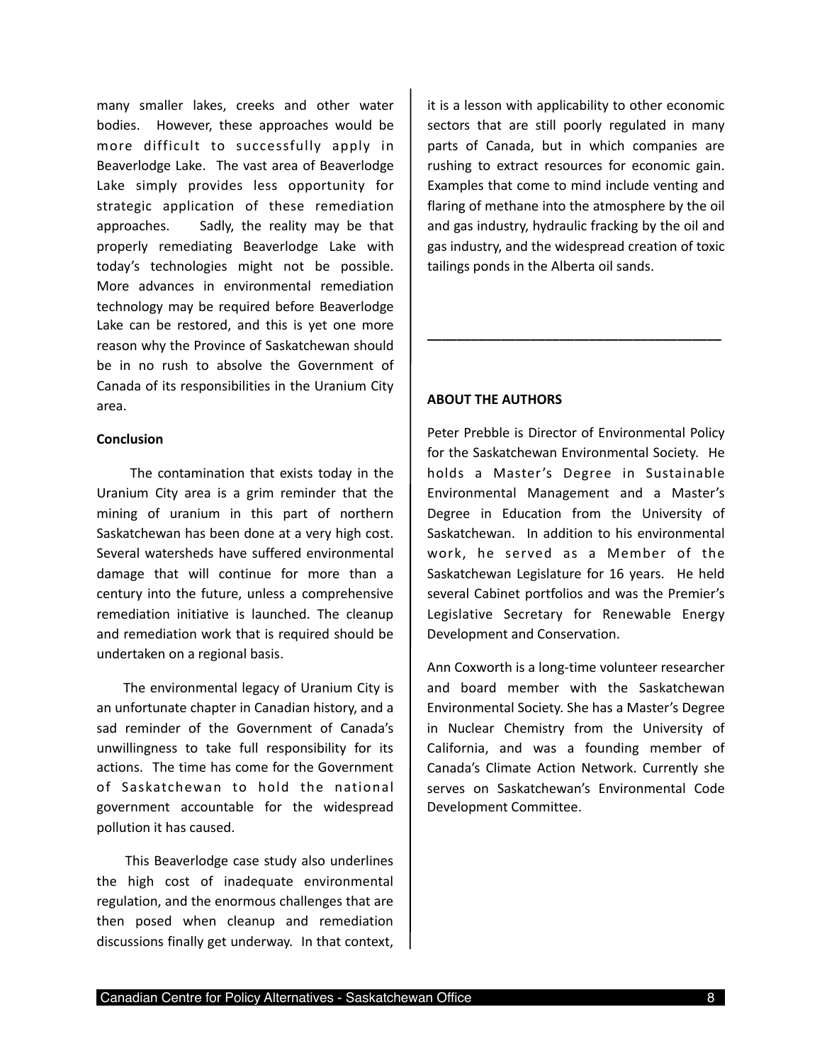many smaller lakes, creeks and other water bodies. However, these approaches would be more difficult to successfully apply in Beaverlodge Lake. The vast area of Beaverlodge Lake simply provides less opportunity for strategic application of these remediation approaches. Sadly, the reality may be that properly remediating Beaverlodge Lake with today's technologies might not be possible. More advances in environmental remediation technology may be required before Beaverlodge Lake can be restored, and this is yet one more reason why the Province of Saskatchewan should be in no rush to absolve the Government of Canada of its responsibilities in the Uranium City area.

**Conclusion**

The contamination that exists today in the Uranium City area is a grim reminder that the mining of uranium in this part of northern Saskatchewan has been done at a very high cost. Several watersheds have suffered environmental damage that will continue for more than a century into the future, unless a comprehensive remediation initiative is launched. The cleanup and remediation work that is required should be undertaken on a regional basis.

The environmental legacy of Uranium City is an unfortunate chapter in Canadian history, and a sad reminder of the Government of Canada's unwillingness to take full responsibility for its actions. The time has come for the Government of Saskatchewan to hold the national government accountable for the widespread pollution it has caused.

This Beaverlodge case study also underlines the high cost of inadequate environmental regulation, and the enormous challenges that are then posed when cleanup and remediation discussions finally get underway. In that context, it is a lesson with applicability to other economic sectors that are still poorly regulated in many parts of Canada, but in which companies are rushing to extract resources for economic gain. Examples that come to mind include venting and flaring of methane into the atmosphere by the oil and gas industry, hydraulic fracking by the oil and gas industry, and the widespread creation of toxic tailings ponds in the Alberta oil sands.

---

**ABOUT THE AUTHORS**

Peter Prebble is Director of Environmental Policy for the Saskatchewan Environmental Society. He holds a Master's Degree in Sustainable Environmental Management and a Master's Degree in Education from the University of Saskatchewan. In addition to his environmental work, he served as a Member of the Saskatchewan Legislature for 16 years. He held several Cabinet portfolios and was the Premier's Legislative Secretary for Renewable Energy Development and Conservation.

Ann Coxworth is a long-time volunteer researcher and board member with the Saskatchewan Environmental Society. She has a Master's Degree in Nuclear Chemistry from the University of California, and was a founding member of Canada's Climate Action Network. Currently she serves on Saskatchewan's Environmental Code Development Committee.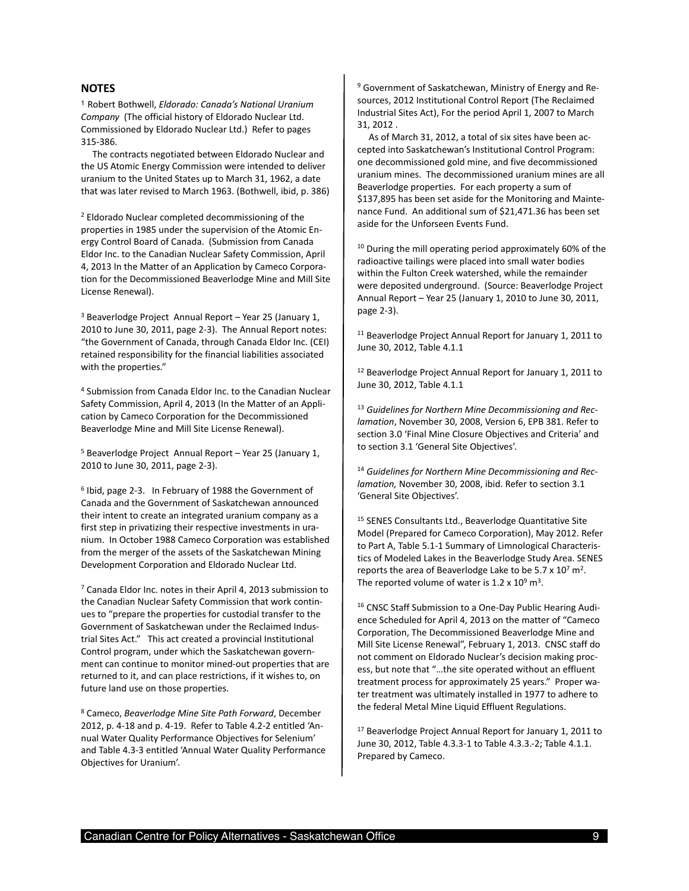## NOTES

[1] Robert Bothwell, *Eldorado: Canada's National Uranium Company* (The official history of Eldorado Nuclear Ltd. Commissioned by Eldorado Nuclear Ltd.) Refer to pages 315-386.

The contracts negotiated between Eldorado Nuclear and the US Atomic Energy Commission were intended to deliver uranium to the United States up to March 31, 1962, a date that was later revised to March 1963. (Bothwell, ibid, p. 386)

[2] Eldorado Nuclear completed decommissioning of the properties in 1985 under the supervision of the Atomic Energy Control Board of Canada. (Submission from Canada Eldor Inc. to the Canadian Nuclear Safety Commission, April 4, 2013 In the Matter of an Application by Cameco Corporation for the Decommissioned Beaverlodge Mine and Mill Site License Renewal).

[3] Beaverlodge Project Annual Report – Year 25 (January 1, 2010 to June 30, 2011, page 2-3). The Annual Report notes: "the Government of Canada, through Canada Eldor Inc. (CEI) retained responsibility for the financial liabilities associated with the properties."

[4] Submission from Canada Eldor Inc. to the Canadian Nuclear Safety Commission, April 4, 2013 (In the Matter of an Application by Cameco Corporation for the Decommissioned Beaverlodge Mine and Mill Site License Renewal).

[5] Beaverlodge Project Annual Report – Year 25 (January 1, 2010 to June 30, 2011, page 2-3).

[6] Ibid, page 2-3. In February of 1988 the Government of Canada and the Government of Saskatchewan announced their intent to create an integrated uranium company as a first step in privatizing their respective investments in uranium. In October 1988 Cameco Corporation was established from the merger of the assets of the Saskatchewan Mining Development Corporation and Eldorado Nuclear Ltd.

[7] Canada Eldor Inc. notes in their April 4, 2013 submission to the Canadian Nuclear Safety Commission that work continues to "prepare the properties for custodial transfer to the Government of Saskatchewan under the Reclaimed Industrial Sites Act." This act created a provincial Institutional Control program, under which the Saskatchewan government can continue to monitor mined-out properties that are returned to it, and can place restrictions, if it wishes to, on future land use on those properties.

[8] Cameco, *Beaverlodge Mine Site Path Forward*, December 2012, p. 4-18 and p. 4-19. Refer to Table 4.2-2 entitled 'Annual Water Quality Performance Objectives for Selenium' and Table 4.3-3 entitled 'Annual Water Quality Performance Objectives for Uranium'.

[9] Government of Saskatchewan, Ministry of Energy and Resources, 2012 Institutional Control Report (The Reclaimed Industrial Sites Act), For the period April 1, 2007 to March 31, 2012 .

As of March 31, 2012, a total of six sites have been accepted into Saskatchewan's Institutional Control Program: one decommissioned gold mine, and five decommissioned uranium mines. The decommissioned uranium mines are all Beaverlodge properties. For each property a sum of $137,895 has been set aside for the Monitoring and Maintenance Fund. An additional sum of $21,471.36 has been set aside for the Unforseen Events Fund.

[10] During the mill operating period approximately 60% of the radioactive tailings were placed into small water bodies within the Fulton Creek watershed, while the remainder were deposited underground. (Source: Beaverlodge Project Annual Report – Year 25 (January 1, 2010 to June 30, 2011, page 2-3).

[11] Beaverlodge Project Annual Report for January 1, 2011 to June 30, 2012, Table 4.1.1

[12] Beaverlodge Project Annual Report for January 1, 2011 to June 30, 2012, Table 4.1.1

[13] *Guidelines for Northern Mine Decommissioning and Reclamation*, November 30, 2008, Version 6, EPB 381. Refer to section 3.0 'Final Mine Closure Objectives and Criteria' and to section 3.1 'General Site Objectives'.

[14] *Guidelines for Northern Mine Decommissioning and Reclamation,* November 30, 2008, ibid. Refer to section 3.1 'General Site Objectives'.

[15] SENES Consultants Ltd., Beaverlodge Quantitative Site Model (Prepared for Cameco Corporation), May 2012. Refer to Part A, Table 5.1-1 Summary of Limnological Characteristics of Modeled Lakes in the Beaverlodge Study Area. SENES reports the area of Beaverlodge Lake to be $5.7 \times 10^7$ $m^2$. The reported volume of water is $1.2 \times 10^9$ $m^3$.

[16] CNSC Staff Submission to a One-Day Public Hearing Audience Scheduled for April 4, 2013 on the matter of "Cameco Corporation, The Decommissioned Beaverlodge Mine and Mill Site License Renewal", February 1, 2013. CNSC staff do not comment on Eldorado Nuclear's decision making process, but note that "…the site operated without an effluent treatment process for approximately 25 years." Proper water treatment was ultimately installed in 1977 to adhere to the federal Metal Mine Liquid Effluent Regulations.

[17] Beaverlodge Project Annual Report for January 1, 2011 to June 30, 2012, Table 4.3.3-1 to Table 4.3.3.-2; Table 4.1.1. Prepared by Cameco.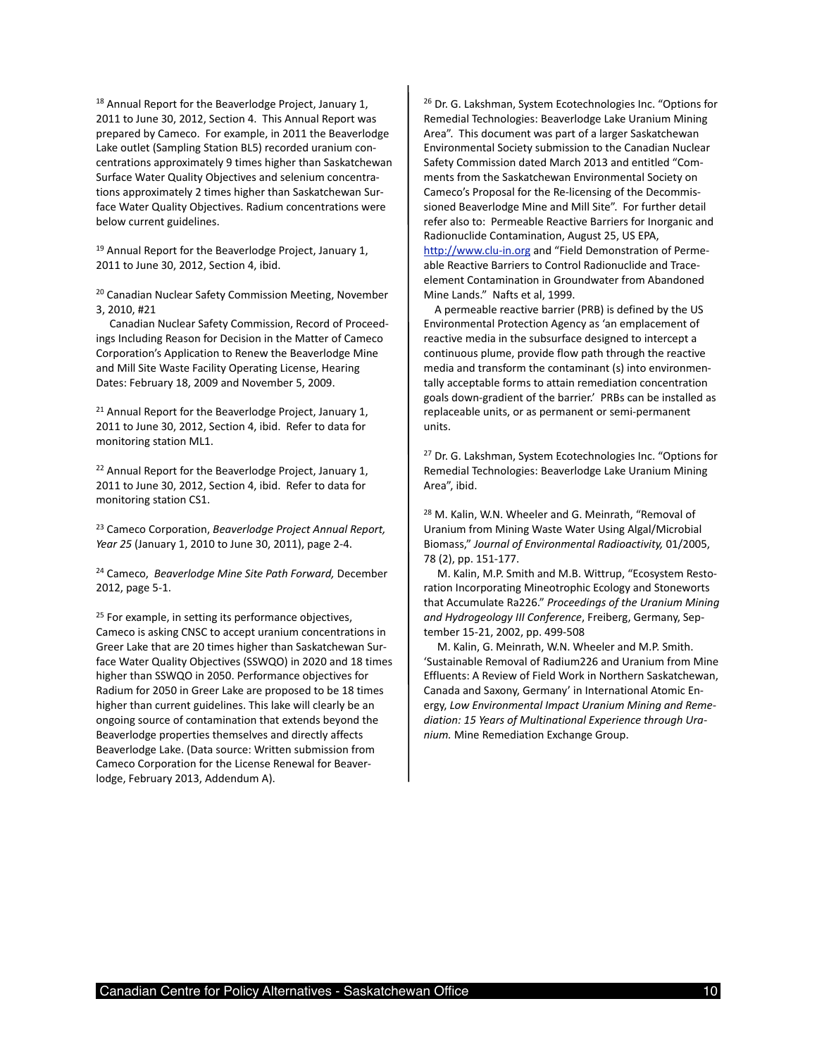[18] Annual Report for the Beaverlodge Project, January 1, 2011 to June 30, 2012, Section 4. This Annual Report was prepared by Cameco. For example, in 2011 the Beaverlodge Lake outlet (Sampling Station BL5) recorded uranium concentrations approximately 9 times higher than Saskatchewan Surface Water Quality Objectives and selenium concentrations approximately 2 times higher than Saskatchewan Surface Water Quality Objectives. Radium concentrations were below current guidelines.

[19] Annual Report for the Beaverlodge Project, January 1, 2011 to June 30, 2012, Section 4, ibid.

[20] Canadian Nuclear Safety Commission Meeting, November 3, 2010, #21

Canadian Nuclear Safety Commission, Record of Proceedings Including Reason for Decision in the Matter of Cameco Corporation's Application to Renew the Beaverlodge Mine and Mill Site Waste Facility Operating License, Hearing Dates: February 18, 2009 and November 5, 2009.

[21] Annual Report for the Beaverlodge Project, January 1, 2011 to June 30, 2012, Section 4, ibid. Refer to data for monitoring station ML1.

[22] Annual Report for the Beaverlodge Project, January 1, 2011 to June 30, 2012, Section 4, ibid. Refer to data for monitoring station CS1.

[23] Cameco Corporation, *Beaverlodge Project Annual Report, Year 25* (January 1, 2010 to June 30, 2011), page 2-4.

[24] Cameco, *Beaverlodge Mine Site Path Forward,* December 2012, page 5-1.

[25] For example, in setting its performance objectives, Cameco is asking CNSC to accept uranium concentrations in Greer Lake that are 20 times higher than Saskatchewan Surface Water Quality Objectives (SSWQO) in 2020 and 18 times higher than SSWQO in 2050. Performance objectives for Radium for 2050 in Greer Lake are proposed to be 18 times higher than current guidelines. This lake will clearly be an ongoing source of contamination that extends beyond the Beaverlodge properties themselves and directly affects Beaverlodge Lake. (Data source: Written submission from Cameco Corporation for the License Renewal for Beaverlodge, February 2013, Addendum A).

[26] Dr. G. Lakshman, System Ecotechnologies Inc. "Options for Remedial Technologies: Beaverlodge Lake Uranium Mining Area". This document was part of a larger Saskatchewan Environmental Society submission to the Canadian Nuclear Safety Commission dated March 2013 and entitled "Comments from the Saskatchewan Environmental Society on Cameco's Proposal for the Re-licensing of the Decommissioned Beaverlodge Mine and Mill Site". For further detail refer also to: Permeable Reactive Barriers for Inorganic and Radionuclide Contamination, August 25, US EPA, http://www.clu-in.org and "Field Demonstration of Permeable Reactive Barriers to Control Radionuclide and Trace-element Contamination in Groundwater from Abandoned Mine Lands." Nafts et al, 1999.

A permeable reactive barrier (PRB) is defined by the US Environmental Protection Agency as 'an emplacement of reactive media in the subsurface designed to intercept a continuous plume, provide flow path through the reactive media and transform the contaminant (s) into environmentally acceptable forms to attain remediation concentration goals down-gradient of the barrier.' PRBs can be installed as replaceable units, or as permanent or semi-permanent units.

[27] Dr. G. Lakshman, System Ecotechnologies Inc. "Options for Remedial Technologies: Beaverlodge Lake Uranium Mining Area", ibid.

[28] M. Kalin, W.N. Wheeler and G. Meinrath, "Removal of Uranium from Mining Waste Water Using Algal/Microbial Biomass," *Journal of Environmental Radioactivity,* 01/2005, 78 (2), pp. 151-177.

M. Kalin, M.P. Smith and M.B. Wittrup, "Ecosystem Restoration Incorporating Mineotrophic Ecology and Stoneworts that Accumulate Ra226." *Proceedings of the Uranium Mining and Hydrogeology III Conference*, Freiberg, Germany, September 15-21, 2002, pp. 499-508

M. Kalin, G. Meinrath, W.N. Wheeler and M.P. Smith. 'Sustainable Removal of Radium226 and Uranium from Mine Effluents: A Review of Field Work in Northern Saskatchewan, Canada and Saxony, Germany' in International Atomic Energy, *Low Environmental Impact Uranium Mining and Remediation: 15 Years of Multinational Experience through Uranium.* Mine Remediation Exchange Group.